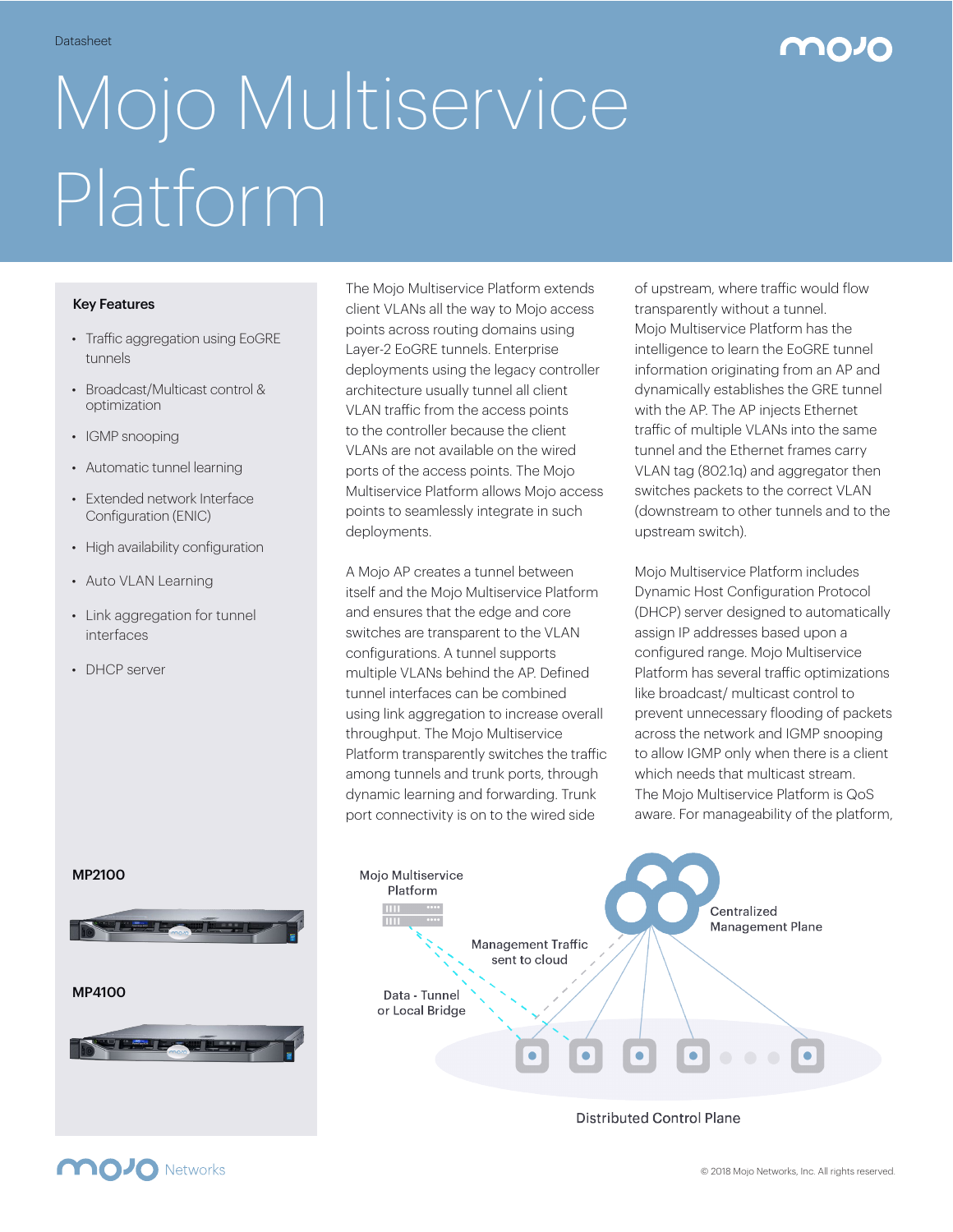Datasheet

# Mojo Multiservice Platform

## Key Features

- Traffic aggregation using EoGRE tunnels
- Broadcast/Multicast control & optimization
- IGMP snooping
- Automatic tunnel learning
- Extended network Interface Configuration (ENIC)
- High availability configuration
- Auto VLAN Learning
- Link aggregation for tunnel interfaces
- DHCP server

**MP2100**

**MP4100**

The Mojo Multiservice Platform extends client VLANs all the way to Mojo access points across routing domains using Layer-2 EoGRE tunnels. Enterprise deployments using the legacy controller architecture usually tunnel all client VLAN traffic from the access points to the controller because the client VLANs are not available on the wired ports of the access points. The Mojo Multiservice Platform allows Mojo access points to seamlessly integrate in such deployments.

A Mojo AP creates a tunnel between itself and the Mojo Multiservice Platform and ensures that the edge and core switches are transparent to the VLAN configurations. A tunnel supports multiple VLANs behind the AP. Defined tunnel interfaces can be combined using link aggregation to increase overall throughput. The Mojo Multiservice Platform transparently switches the traffic among tunnels and trunk ports, through dynamic learning and forwarding. Trunk port connectivity is on to the wired side of upstream, where traffic would flow transparently without a tunnel. Mojo Multiservice Platform has the intelligence to learn the EoGRE tunnel information originating from an AP and dynamically establishes the GRE tunnel with the AP. The AP injects Ethernet traffic of multiple VLANs into the same tunnel and the Ethernet frames carry VLAN tag (802.1q) and aggregator then switches packets to the correct VLAN (downstream to other tunnels and to the upstream switch).

Mojo Multiservice Platform includes Dynamic Host Configuration Protocol (DHCP) server designed to automatically assign IP addresses based upon a configured range. Mojo Multiservice Platform has several traffic optimizations like broadcast/ multicast control to prevent unnecessary flooding of packets across the network and IGMP snooping to allow IGMP only when there is a client which needs that multicast stream. The Mojo Multiservice Platform is QoS aware. For manageability of the platform,

Mojo Multiservice Platform

Management Traffic sent to cloud

Centralized Management Plane

Data - Tunnel or Local Bridge

Distributed Control Plane

© 2018 Mojo Networks, Inc. All rights reserved.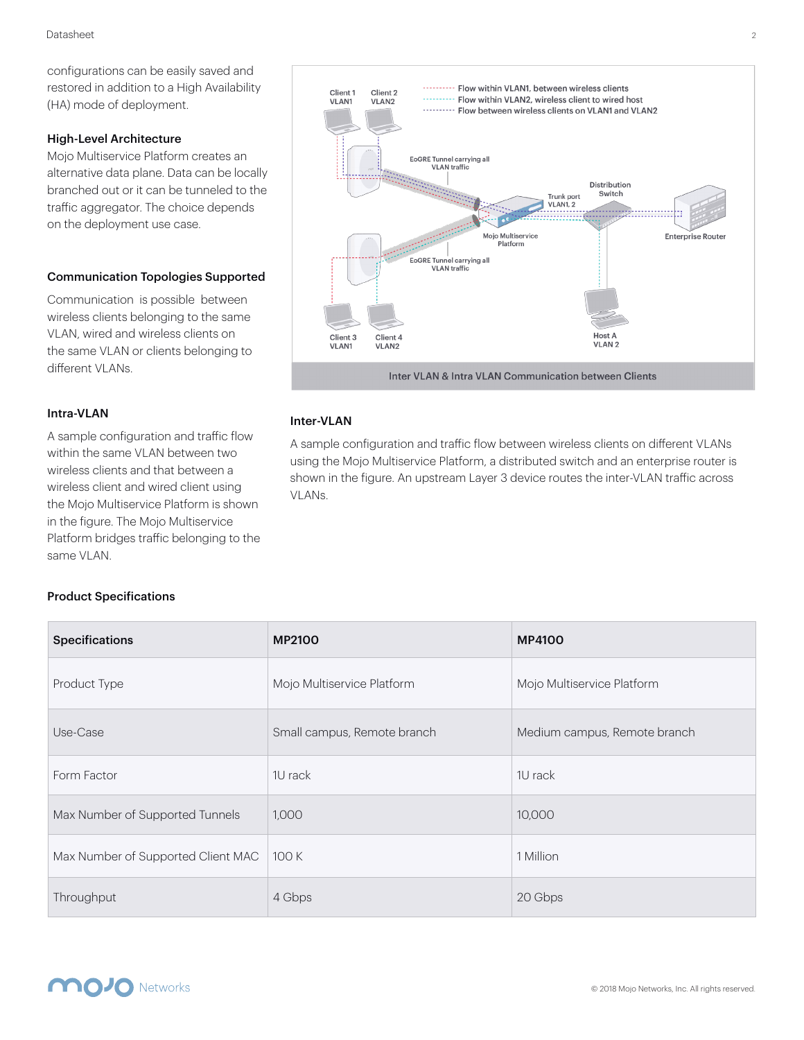configurations can be easily saved and restored in addition to a High Availability (HA) mode of deployment.

### High-Level Architecture

Mojo Multiservice Platform creates an alternative data plane. Data can be locally branched out or it can be tunneled to the traffic aggregator. The choice depends on the deployment use case.

### Communication Topologies Supported

Communication is possible between wireless clients belonging to the same VLAN, wired and wireless clients on the same VLAN or clients belonging to different VLANs.

Inter VLAN & Intra VLAN Communication between Clients

### Intra-VLAN

A sample configuration and traffic flow within the same VLAN between two wireless clients and that between a wireless client and wired client using the Mojo Multiservice Platform is shown in the figure. The Mojo Multiservice Platform bridges traffic belonging to the same VLAN.

### Inter-VLAN

A sample configuration and traffic flow between wireless clients on different VLANs using the Mojo Multiservice Platform, a distributed switch and an enterprise router is shown in the figure. An upstream Layer 3 device routes the inter-VLAN traffic across VLANs.

### Product Specifications

| Specifications | MP2100 | MP4100 |
|---|---|---|
| Product Type | Mojo Multiservice Platform | Mojo Multiservice Platform |
| Use-Case | Small campus, Remote branch | Medium campus, Remote branch |
| Form Factor | 1U rack | 1U rack |
| Max Number of Supported Tunnels | 1,000 | 10,000 |
| Max Number of Supported Client MAC | 100 K | 1 Million |
| Throughput | 4 Gbps | 20 Gbps |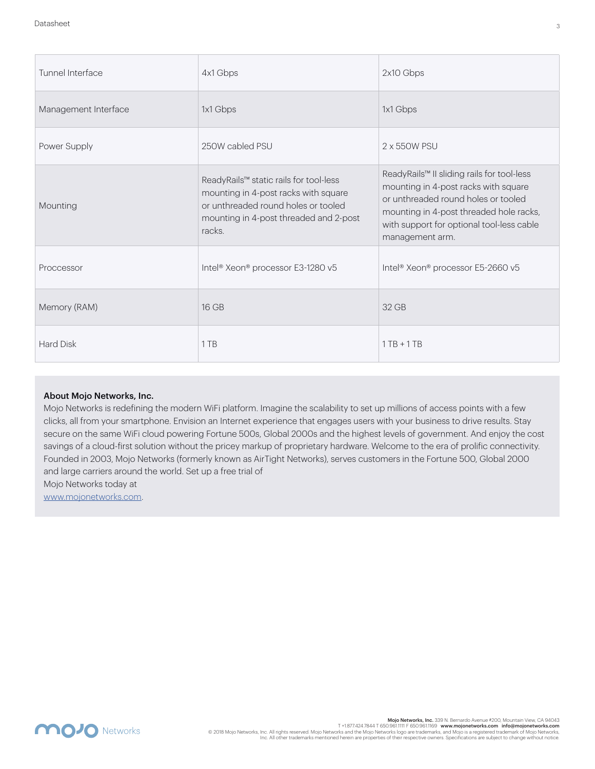| | | |
|---|---|---|
| Tunnel Interface | 4x1 Gbps | 2x10 Gbps |
| Management Interface | 1x1 Gbps | 1x1 Gbps |
| Power Supply | 250W cabled PSU | 2 x 550W PSU |
| Mounting | ReadyRails™ static rails for tool-less mounting in 4-post racks with square or unthreaded round holes or tooled mounting in 4-post threaded and 2-post racks. | ReadyRails™ II sliding rails for tool-less mounting in 4-post racks with square or unthreaded round holes or tooled mounting in 4-post threaded hole racks, with support for optional tool-less cable management arm. |
| Proccessor | Intel® Xeon® processor E3-1280 v5 | Intel® Xeon® processor E5-2660 v5 |
| Memory (RAM) | 16 GB | 32 GB |
| Hard Disk | 1 TB | 1 TB + 1 TB |

**About Mojo Networks, Inc.**
Mojo Networks is redefining the modern WiFi platform. Imagine the scalability to set up millions of access points with a few clicks, all from your smartphone. Envision an Internet experience that engages users with your business to drive results. Stay secure on the same WiFi cloud powering Fortune 500s, Global 2000s and the highest levels of government. And enjoy the cost savings of a cloud-first solution without the pricey markup of proprietary hardware. Welcome to the era of prolific connectivity. Founded in 2003, Mojo Networks (formerly known as AirTight Networks), serves customers in the Fortune 500, Global 2000 and large carriers around the world. Set up a free trial of Mojo Networks today at www.mojonetworks.com.

**Mojo Networks, Inc.** 339 N. Bernardo Avenue #200, Mountain View, CA 94043
T +1.877.424.7844 T 650.961.1111 F 650.961.1169 **www.mojonetworks.com** **info@mojonetworks.com**
© 2018 Mojo Networks, Inc. All rights reserved. Mojo Networks and the Mojo Networks logo are trademarks, and Mojo is a registered trademark of Mojo Networks, Inc. All other trademarks mentioned herein are properties of their respective owners. Specifications are subject to change without notice.